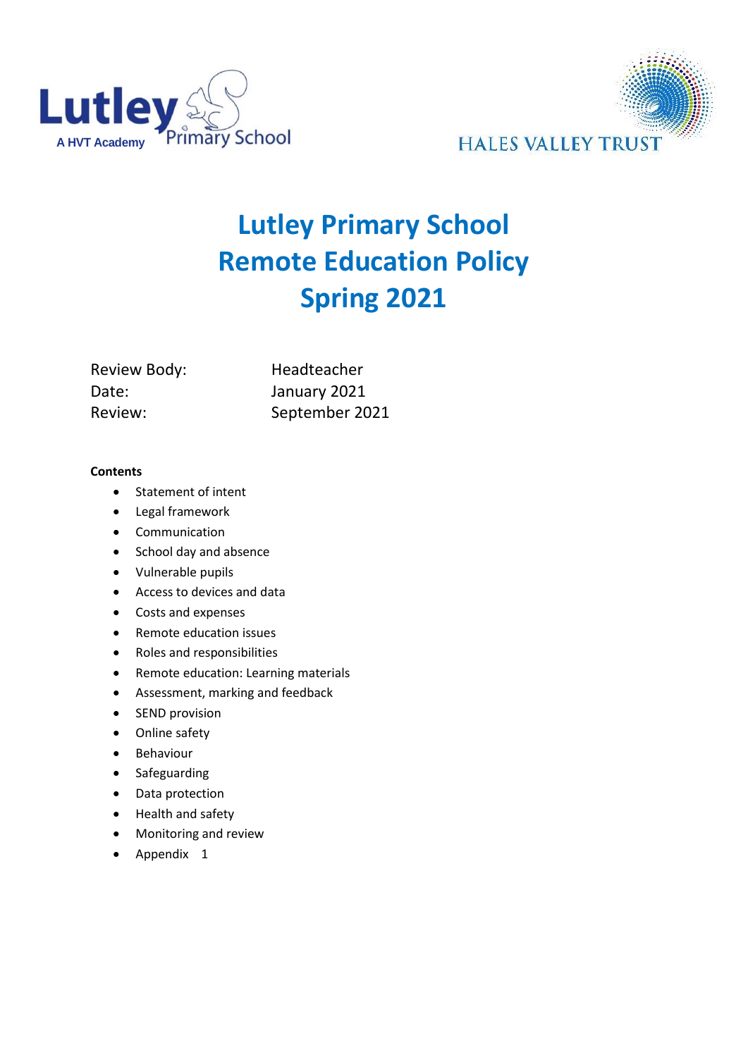Lutley Primary School
A HVT Academy

HALES VALLEY TRUST

# Lutley Primary School
# Remote Education Policy
# Spring 2021

| | |
|---|---|
| Review Body: | Headteacher |
| Date: | January 2021 |
| Review: | September 2021 |

**Contents**

- Statement of intent
- Legal framework
- Communication
- School day and absence
- Vulnerable pupils
- Access to devices and data
- Costs and expenses
- Remote education issues
- Roles and responsibilities
- Remote education: Learning materials
- Assessment, marking and feedback
- SEND provision
- Online safety
- Behaviour
- Safeguarding
- Data protection
- Health and safety
- Monitoring and review
- Appendix 1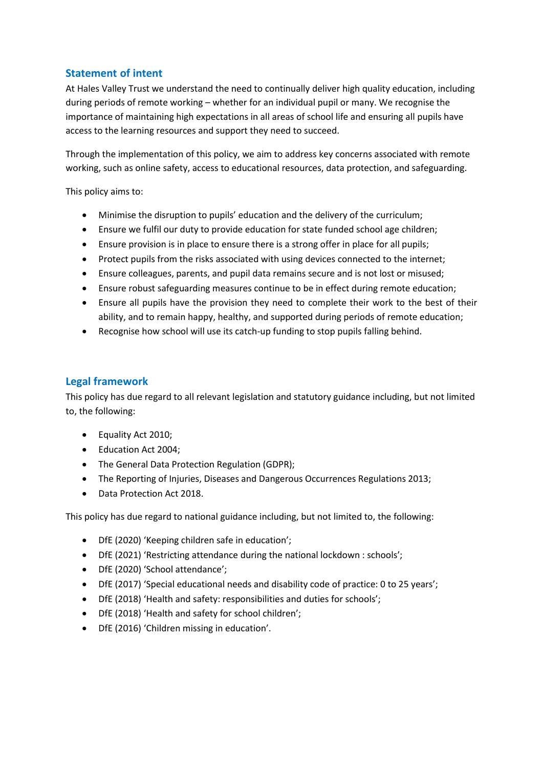## Statement of intent

At Hales Valley Trust we understand the need to continually deliver high quality education, including during periods of remote working – whether for an individual pupil or many. We recognise the importance of maintaining high expectations in all areas of school life and ensuring all pupils have access to the learning resources and support they need to succeed.

Through the implementation of this policy, we aim to address key concerns associated with remote working, such as online safety, access to educational resources, data protection, and safeguarding.

This policy aims to:

- Minimise the disruption to pupils' education and the delivery of the curriculum;
- Ensure we fulfil our duty to provide education for state funded school age children;
- Ensure provision is in place to ensure there is a strong offer in place for all pupils;
- Protect pupils from the risks associated with using devices connected to the internet;
- Ensure colleagues, parents, and pupil data remains secure and is not lost or misused;
- Ensure robust safeguarding measures continue to be in effect during remote education;
- Ensure all pupils have the provision they need to complete their work to the best of their ability, and to remain happy, healthy, and supported during periods of remote education;
- Recognise how school will use its catch-up funding to stop pupils falling behind.

## Legal framework

This policy has due regard to all relevant legislation and statutory guidance including, but not limited to, the following:

- Equality Act 2010;
- Education Act 2004;
- The General Data Protection Regulation (GDPR);
- The Reporting of Injuries, Diseases and Dangerous Occurrences Regulations 2013;
- Data Protection Act 2018.

This policy has due regard to national guidance including, but not limited to, the following:

- DfE (2020) 'Keeping children safe in education';
- DfE (2021) 'Restricting attendance during the national lockdown : schools';
- DfE (2020) 'School attendance';
- DfE (2017) 'Special educational needs and disability code of practice: 0 to 25 years';
- DfE (2018) 'Health and safety: responsibilities and duties for schools';
- DfE (2018) 'Health and safety for school children';
- DfE (2016) 'Children missing in education'.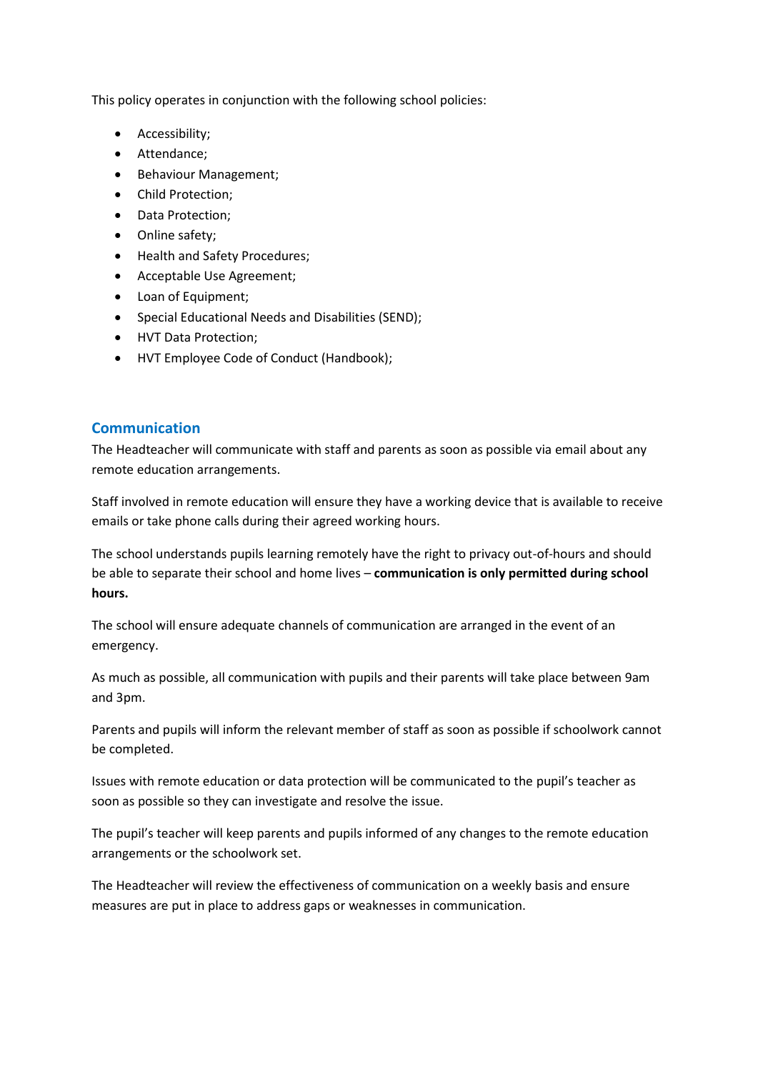This policy operates in conjunction with the following school policies:

- Accessibility;
- Attendance;
- Behaviour Management;
- Child Protection;
- Data Protection;
- Online safety;
- Health and Safety Procedures;
- Acceptable Use Agreement;
- Loan of Equipment;
- Special Educational Needs and Disabilities (SEND);
- HVT Data Protection;
- HVT Employee Code of Conduct (Handbook);

## Communication

The Headteacher will communicate with staff and parents as soon as possible via email about any remote education arrangements.

Staff involved in remote education will ensure they have a working device that is available to receive emails or take phone calls during their agreed working hours.

The school understands pupils learning remotely have the right to privacy out-of-hours and should be able to separate their school and home lives – **communication is only permitted during school hours.**

The school will ensure adequate channels of communication are arranged in the event of an emergency.

As much as possible, all communication with pupils and their parents will take place between 9am and 3pm.

Parents and pupils will inform the relevant member of staff as soon as possible if schoolwork cannot be completed.

Issues with remote education or data protection will be communicated to the pupil's teacher as soon as possible so they can investigate and resolve the issue.

The pupil's teacher will keep parents and pupils informed of any changes to the remote education arrangements or the schoolwork set.

The Headteacher will review the effectiveness of communication on a weekly basis and ensure measures are put in place to address gaps or weaknesses in communication.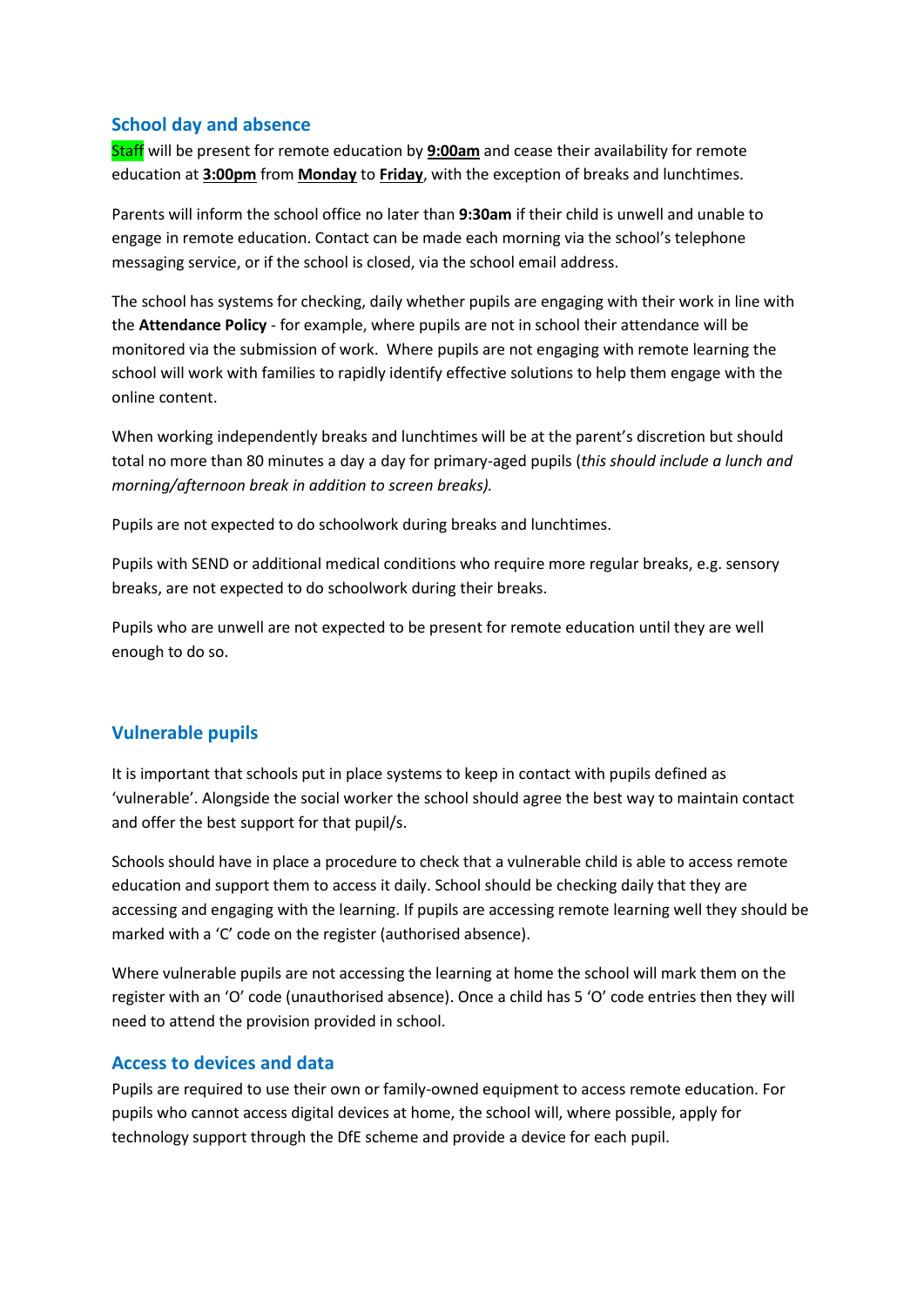## School day and absence

Staff will be present for remote education by **9:00am** and cease their availability for remote education at **3:00pm** from **Monday** to **Friday**, with the exception of breaks and lunchtimes.

Parents will inform the school office no later than **9:30am** if their child is unwell and unable to engage in remote education. Contact can be made each morning via the school's telephone messaging service, or if the school is closed, via the school email address.

The school has systems for checking, daily whether pupils are engaging with their work in line with the **Attendance Policy** - for example, where pupils are not in school their attendance will be monitored via the submission of work. Where pupils are not engaging with remote learning the school will work with families to rapidly identify effective solutions to help them engage with the online content.

When working independently breaks and lunchtimes will be at the parent's discretion but should total no more than 80 minutes a day a day for primary-aged pupils (*this should include a lunch and morning/afternoon break in addition to screen breaks).*

Pupils are not expected to do schoolwork during breaks and lunchtimes.

Pupils with SEND or additional medical conditions who require more regular breaks, e.g. sensory breaks, are not expected to do schoolwork during their breaks.

Pupils who are unwell are not expected to be present for remote education until they are well enough to do so.

## Vulnerable pupils

It is important that schools put in place systems to keep in contact with pupils defined as 'vulnerable'. Alongside the social worker the school should agree the best way to maintain contact and offer the best support for that pupil/s.

Schools should have in place a procedure to check that a vulnerable child is able to access remote education and support them to access it daily. School should be checking daily that they are accessing and engaging with the learning. If pupils are accessing remote learning well they should be marked with a 'C' code on the register (authorised absence).

Where vulnerable pupils are not accessing the learning at home the school will mark them on the register with an 'O' code (unauthorised absence). Once a child has 5 'O' code entries then they will need to attend the provision provided in school.

## Access to devices and data

Pupils are required to use their own or family-owned equipment to access remote education. For pupils who cannot access digital devices at home, the school will, where possible, apply for technology support through the DfE scheme and provide a device for each pupil.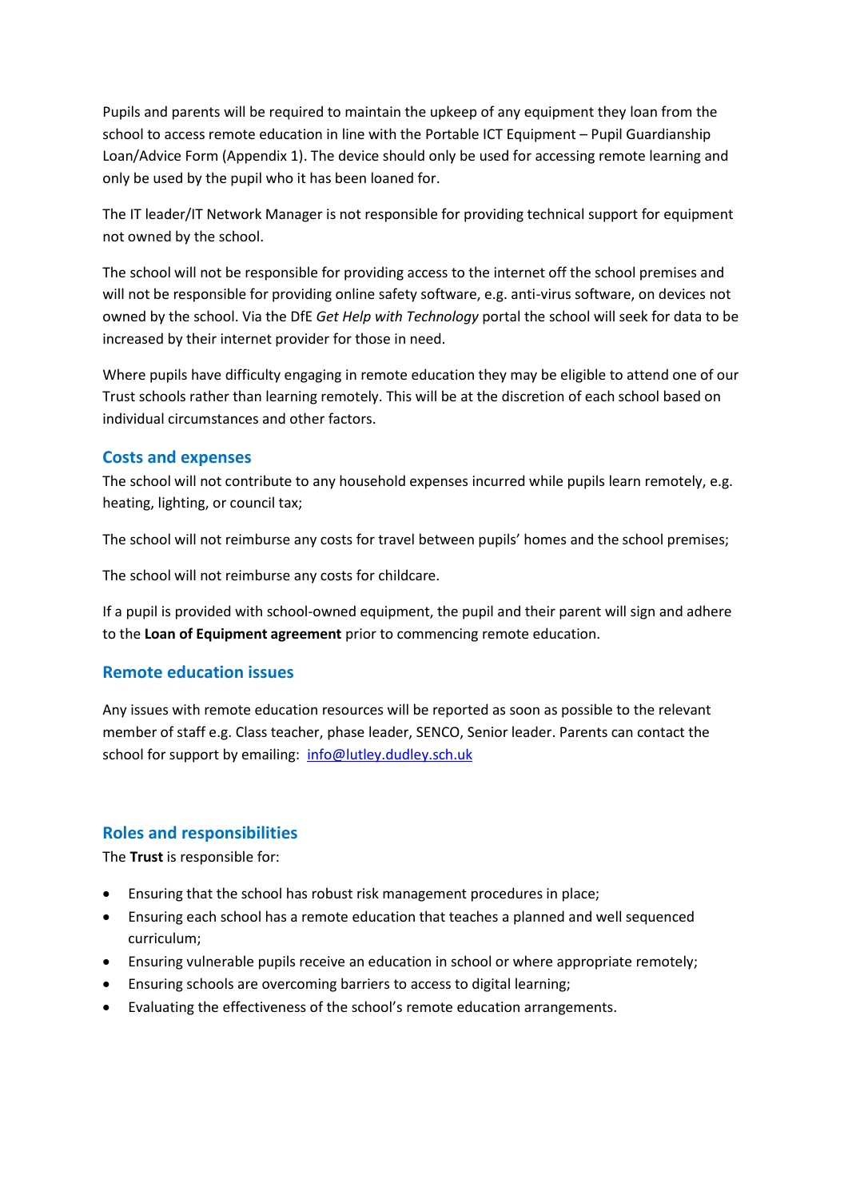Pupils and parents will be required to maintain the upkeep of any equipment they loan from the school to access remote education in line with the Portable ICT Equipment – Pupil Guardianship Loan/Advice Form (Appendix 1). The device should only be used for accessing remote learning and only be used by the pupil who it has been loaned for.

The IT leader/IT Network Manager is not responsible for providing technical support for equipment not owned by the school.

The school will not be responsible for providing access to the internet off the school premises and will not be responsible for providing online safety software, e.g. anti-virus software, on devices not owned by the school. Via the DfE *Get Help with Technology* portal the school will seek for data to be increased by their internet provider for those in need.

Where pupils have difficulty engaging in remote education they may be eligible to attend one of our Trust schools rather than learning remotely. This will be at the discretion of each school based on individual circumstances and other factors.

## Costs and expenses

The school will not contribute to any household expenses incurred while pupils learn remotely, e.g. heating, lighting, or council tax;

The school will not reimburse any costs for travel between pupils' homes and the school premises;

The school will not reimburse any costs for childcare.

If a pupil is provided with school-owned equipment, the pupil and their parent will sign and adhere to the **Loan of Equipment agreement** prior to commencing remote education.

## Remote education issues

Any issues with remote education resources will be reported as soon as possible to the relevant member of staff e.g. Class teacher, phase leader, SENCO, Senior leader. Parents can contact the school for support by emailing: info@lutley.dudley.sch.uk

## Roles and responsibilities

The **Trust** is responsible for:

- Ensuring that the school has robust risk management procedures in place;
- Ensuring each school has a remote education that teaches a planned and well sequenced curriculum;
- Ensuring vulnerable pupils receive an education in school or where appropriate remotely;
- Ensuring schools are overcoming barriers to access to digital learning;
- Evaluating the effectiveness of the school's remote education arrangements.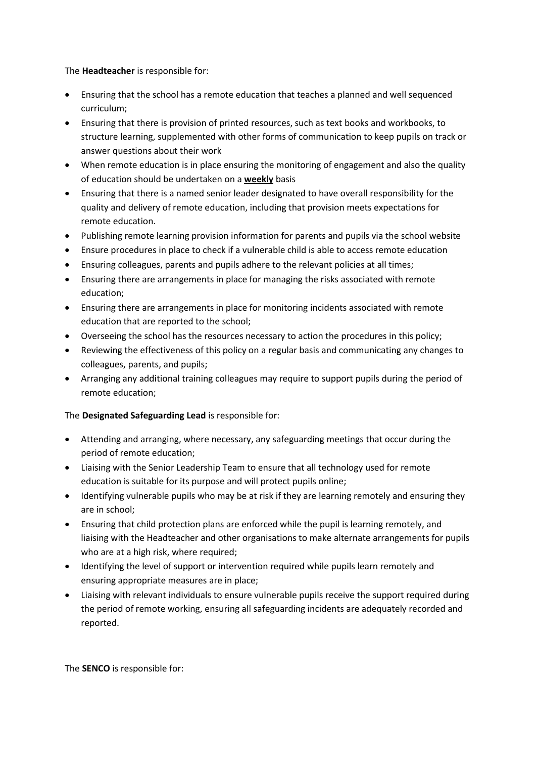The **Headteacher** is responsible for:

- Ensuring that the school has a remote education that teaches a planned and well sequenced curriculum;
- Ensuring that there is provision of printed resources, such as text books and workbooks, to structure learning, supplemented with other forms of communication to keep pupils on track or answer questions about their work
- When remote education is in place ensuring the monitoring of engagement and also the quality of education should be undertaken on a **weekly** basis
- Ensuring that there is a named senior leader designated to have overall responsibility for the quality and delivery of remote education, including that provision meets expectations for remote education.
- Publishing remote learning provision information for parents and pupils via the school website
- Ensure procedures in place to check if a vulnerable child is able to access remote education
- Ensuring colleagues, parents and pupils adhere to the relevant policies at all times;
- Ensuring there are arrangements in place for managing the risks associated with remote education;
- Ensuring there are arrangements in place for monitoring incidents associated with remote education that are reported to the school;
- Overseeing the school has the resources necessary to action the procedures in this policy;
- Reviewing the effectiveness of this policy on a regular basis and communicating any changes to colleagues, parents, and pupils;
- Arranging any additional training colleagues may require to support pupils during the period of remote education;

The **Designated Safeguarding Lead** is responsible for:

- Attending and arranging, where necessary, any safeguarding meetings that occur during the period of remote education;
- Liaising with the Senior Leadership Team to ensure that all technology used for remote education is suitable for its purpose and will protect pupils online;
- Identifying vulnerable pupils who may be at risk if they are learning remotely and ensuring they are in school;
- Ensuring that child protection plans are enforced while the pupil is learning remotely, and liaising with the Headteacher and other organisations to make alternate arrangements for pupils who are at a high risk, where required;
- Identifying the level of support or intervention required while pupils learn remotely and ensuring appropriate measures are in place;
- Liaising with relevant individuals to ensure vulnerable pupils receive the support required during the period of remote working, ensuring all safeguarding incidents are adequately recorded and reported.

The **SENCO** is responsible for: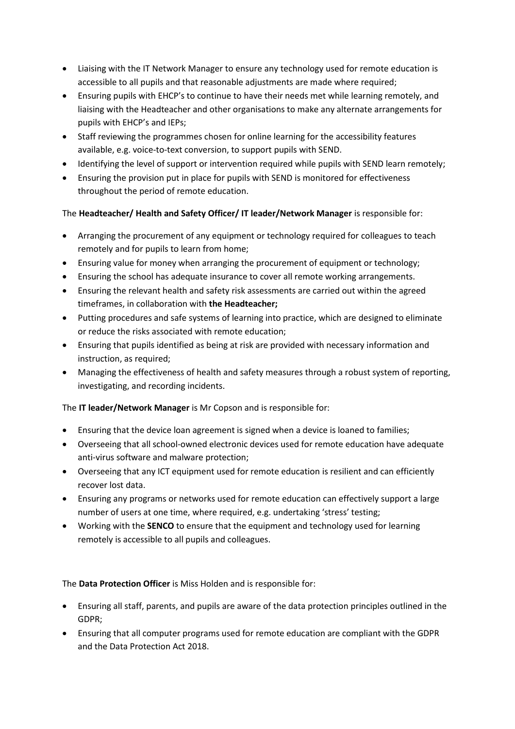- Liaising with the IT Network Manager to ensure any technology used for remote education is accessible to all pupils and that reasonable adjustments are made where required;
- Ensuring pupils with EHCP's to continue to have their needs met while learning remotely, and liaising with the Headteacher and other organisations to make any alternate arrangements for pupils with EHCP's and IEPs;
- Staff reviewing the programmes chosen for online learning for the accessibility features available, e.g. voice-to-text conversion, to support pupils with SEND.
- Identifying the level of support or intervention required while pupils with SEND learn remotely;
- Ensuring the provision put in place for pupils with SEND is monitored for effectiveness throughout the period of remote education.

The **Headteacher/ Health and Safety Officer/ IT leader/Network Manager** is responsible for:

- Arranging the procurement of any equipment or technology required for colleagues to teach remotely and for pupils to learn from home;
- Ensuring value for money when arranging the procurement of equipment or technology;
- Ensuring the school has adequate insurance to cover all remote working arrangements.
- Ensuring the relevant health and safety risk assessments are carried out within the agreed timeframes, in collaboration with **the Headteacher;**
- Putting procedures and safe systems of learning into practice, which are designed to eliminate or reduce the risks associated with remote education;
- Ensuring that pupils identified as being at risk are provided with necessary information and instruction, as required;
- Managing the effectiveness of health and safety measures through a robust system of reporting, investigating, and recording incidents.

The **IT leader/Network Manager** is Mr Copson and is responsible for:

- Ensuring that the device loan agreement is signed when a device is loaned to families;
- Overseeing that all school-owned electronic devices used for remote education have adequate anti-virus software and malware protection;
- Overseeing that any ICT equipment used for remote education is resilient and can efficiently recover lost data.
- Ensuring any programs or networks used for remote education can effectively support a large number of users at one time, where required, e.g. undertaking 'stress' testing;
- Working with the **SENCO** to ensure that the equipment and technology used for learning remotely is accessible to all pupils and colleagues.

The **Data Protection Officer** is Miss Holden and is responsible for:

- Ensuring all staff, parents, and pupils are aware of the data protection principles outlined in the GDPR;
- Ensuring that all computer programs used for remote education are compliant with the GDPR and the Data Protection Act 2018.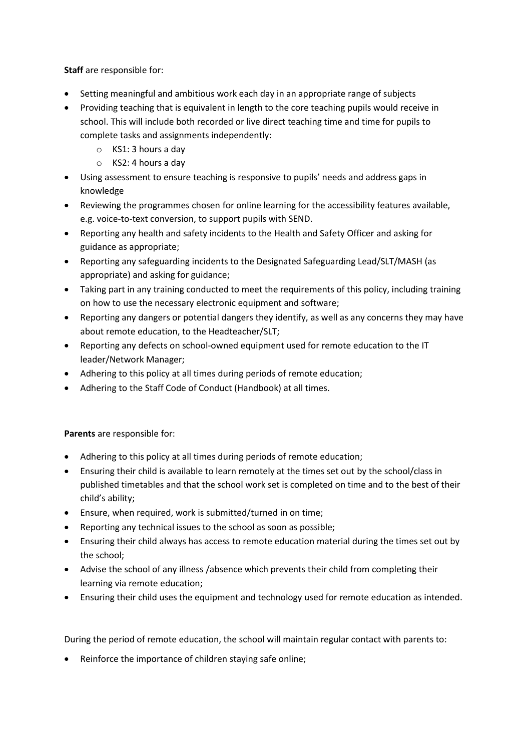**Staff** are responsible for:

- Setting meaningful and ambitious work each day in an appropriate range of subjects
- Providing teaching that is equivalent in length to the core teaching pupils would receive in school. This will include both recorded or live direct teaching time and time for pupils to complete tasks and assignments independently:
    - KS1: 3 hours a day
    - KS2: 4 hours a day
- Using assessment to ensure teaching is responsive to pupils' needs and address gaps in knowledge
- Reviewing the programmes chosen for online learning for the accessibility features available, e.g. voice-to-text conversion, to support pupils with SEND.
- Reporting any health and safety incidents to the Health and Safety Officer and asking for guidance as appropriate;
- Reporting any safeguarding incidents to the Designated Safeguarding Lead/SLT/MASH (as appropriate) and asking for guidance;
- Taking part in any training conducted to meet the requirements of this policy, including training on how to use the necessary electronic equipment and software;
- Reporting any dangers or potential dangers they identify, as well as any concerns they may have about remote education, to the Headteacher/SLT;
- Reporting any defects on school-owned equipment used for remote education to the IT leader/Network Manager;
- Adhering to this policy at all times during periods of remote education;
- Adhering to the Staff Code of Conduct (Handbook) at all times.

**Parents** are responsible for:

- Adhering to this policy at all times during periods of remote education;
- Ensuring their child is available to learn remotely at the times set out by the school/class in published timetables and that the school work set is completed on time and to the best of their child's ability;
- Ensure, when required, work is submitted/turned in on time;
- Reporting any technical issues to the school as soon as possible;
- Ensuring their child always has access to remote education material during the times set out by the school;
- Advise the school of any illness /absence which prevents their child from completing their learning via remote education;
- Ensuring their child uses the equipment and technology used for remote education as intended.

During the period of remote education, the school will maintain regular contact with parents to:

- Reinforce the importance of children staying safe online;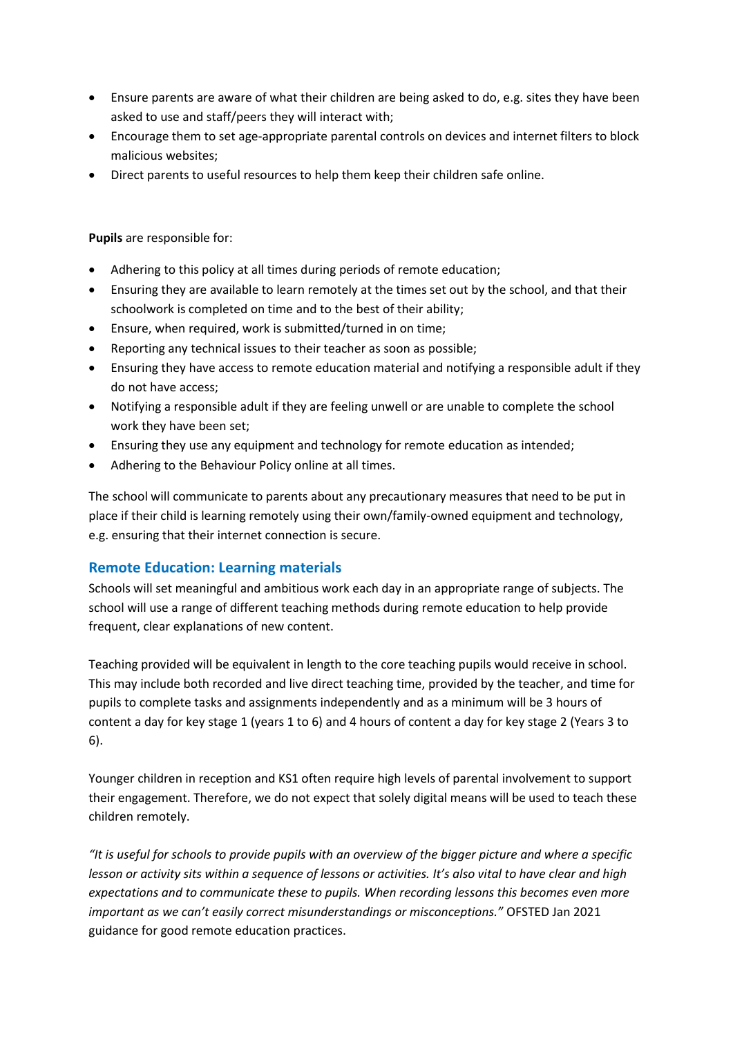- Ensure parents are aware of what their children are being asked to do, e.g. sites they have been asked to use and staff/peers they will interact with;
- Encourage them to set age-appropriate parental controls on devices and internet filters to block malicious websites;
- Direct parents to useful resources to help them keep their children safe online.

**Pupils** are responsible for:

- Adhering to this policy at all times during periods of remote education;
- Ensuring they are available to learn remotely at the times set out by the school, and that their schoolwork is completed on time and to the best of their ability;
- Ensure, when required, work is submitted/turned in on time;
- Reporting any technical issues to their teacher as soon as possible;
- Ensuring they have access to remote education material and notifying a responsible adult if they do not have access;
- Notifying a responsible adult if they are feeling unwell or are unable to complete the school work they have been set;
- Ensuring they use any equipment and technology for remote education as intended;
- Adhering to the Behaviour Policy online at all times.

The school will communicate to parents about any precautionary measures that need to be put in place if their child is learning remotely using their own/family-owned equipment and technology, e.g. ensuring that their internet connection is secure.

## Remote Education: Learning materials

Schools will set meaningful and ambitious work each day in an appropriate range of subjects. The school will use a range of different teaching methods during remote education to help provide frequent, clear explanations of new content.

Teaching provided will be equivalent in length to the core teaching pupils would receive in school. This may include both recorded and live direct teaching time, provided by the teacher, and time for pupils to complete tasks and assignments independently and as a minimum will be 3 hours of content a day for key stage 1 (years 1 to 6) and 4 hours of content a day for key stage 2 (Years 3 to 6).

Younger children in reception and KS1 often require high levels of parental involvement to support their engagement. Therefore, we do not expect that solely digital means will be used to teach these children remotely.

*"It is useful for schools to provide pupils with an overview of the bigger picture and where a specific lesson or activity sits within a sequence of lessons or activities. It's also vital to have clear and high expectations and to communicate these to pupils. When recording lessons this becomes even more important as we can't easily correct misunderstandings or misconceptions."* OFSTED Jan 2021 guidance for good remote education practices.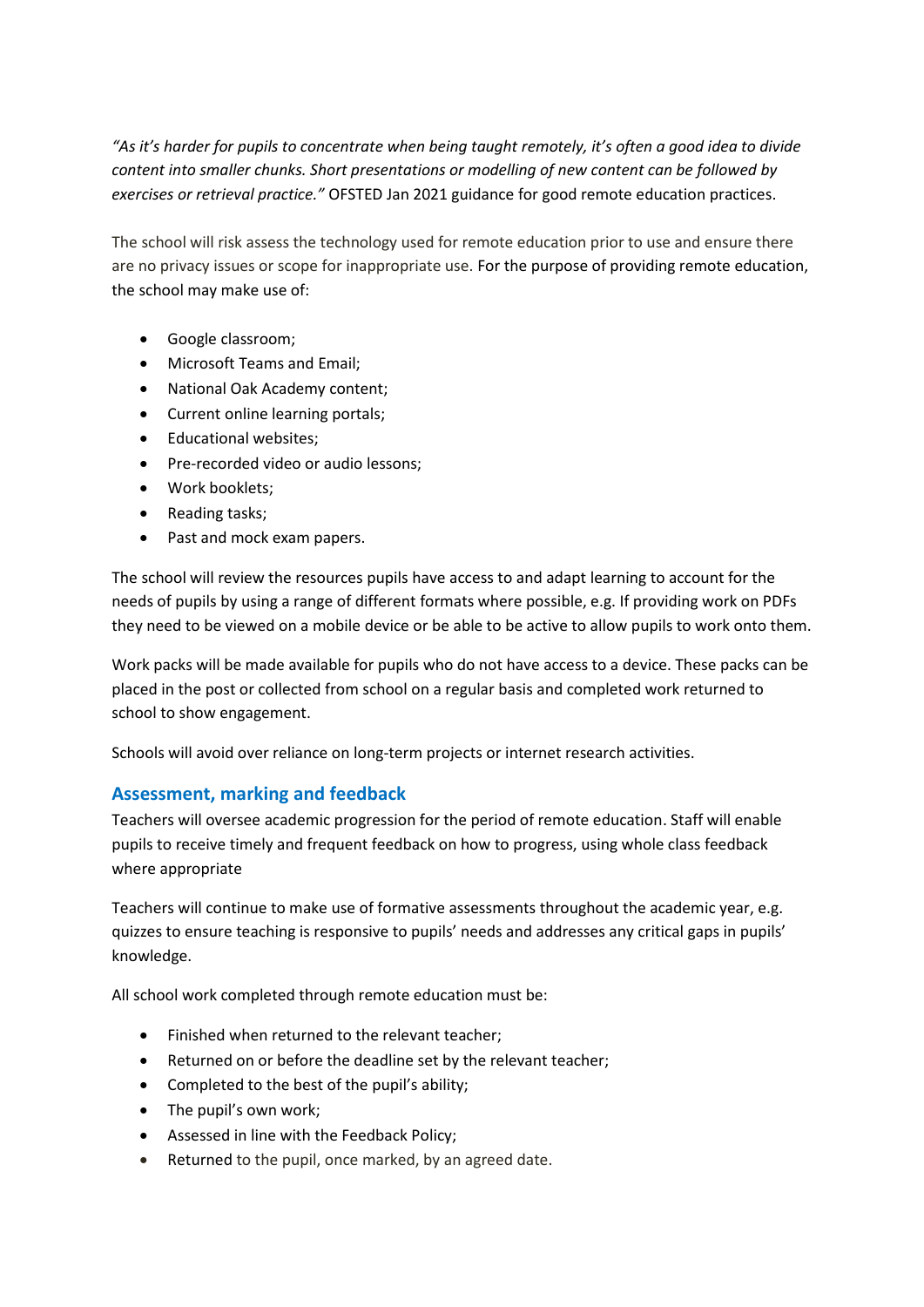*"As it's harder for pupils to concentrate when being taught remotely, it's often a good idea to divide content into smaller chunks. Short presentations or modelling of new content can be followed by exercises or retrieval practice."* OFSTED Jan 2021 guidance for good remote education practices.

The school will risk assess the technology used for remote education prior to use and ensure there are no privacy issues or scope for inappropriate use. For the purpose of providing remote education, the school may make use of:

- Google classroom;
- Microsoft Teams and Email;
- National Oak Academy content;
- Current online learning portals;
- Educational websites;
- Pre-recorded video or audio lessons;
- Work booklets;
- Reading tasks;
- Past and mock exam papers.

The school will review the resources pupils have access to and adapt learning to account for the needs of pupils by using a range of different formats where possible, e.g. If providing work on PDFs they need to be viewed on a mobile device or be able to be active to allow pupils to work onto them.

Work packs will be made available for pupils who do not have access to a device. These packs can be placed in the post or collected from school on a regular basis and completed work returned to school to show engagement.

Schools will avoid over reliance on long-term projects or internet research activities.

## Assessment, marking and feedback

Teachers will oversee academic progression for the period of remote education. Staff will enable pupils to receive timely and frequent feedback on how to progress, using whole class feedback where appropriate

Teachers will continue to make use of formative assessments throughout the academic year, e.g. quizzes to ensure teaching is responsive to pupils' needs and addresses any critical gaps in pupils' knowledge.

All school work completed through remote education must be:

- Finished when returned to the relevant teacher;
- Returned on or before the deadline set by the relevant teacher;
- Completed to the best of the pupil's ability;
- The pupil's own work;
- Assessed in line with the Feedback Policy;
- Returned to the pupil, once marked, by an agreed date.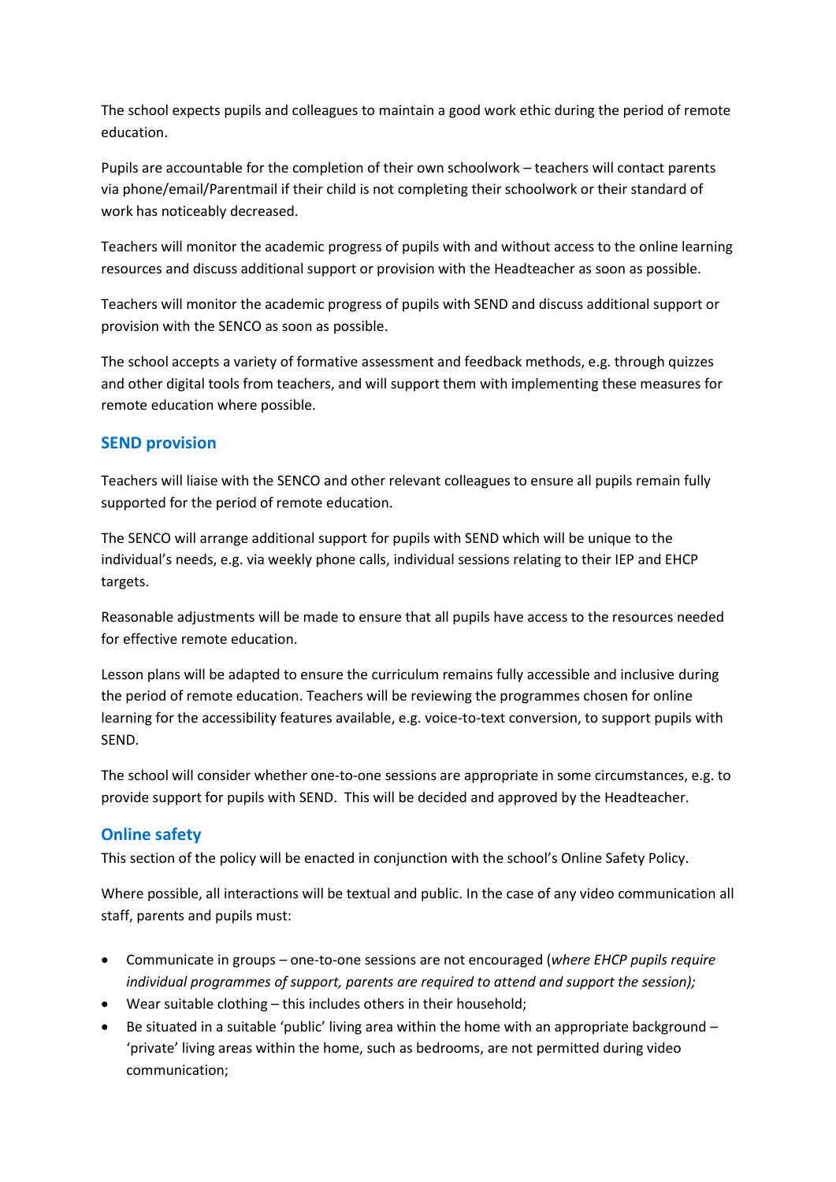The school expects pupils and colleagues to maintain a good work ethic during the period of remote education.

Pupils are accountable for the completion of their own schoolwork – teachers will contact parents via phone/email/Parentmail if their child is not completing their schoolwork or their standard of work has noticeably decreased.

Teachers will monitor the academic progress of pupils with and without access to the online learning resources and discuss additional support or provision with the Headteacher as soon as possible.

Teachers will monitor the academic progress of pupils with SEND and discuss additional support or provision with the SENCO as soon as possible.

The school accepts a variety of formative assessment and feedback methods, e.g. through quizzes and other digital tools from teachers, and will support them with implementing these measures for remote education where possible.

## SEND provision

Teachers will liaise with the SENCO and other relevant colleagues to ensure all pupils remain fully supported for the period of remote education.

The SENCO will arrange additional support for pupils with SEND which will be unique to the individual's needs, e.g. via weekly phone calls, individual sessions relating to their IEP and EHCP targets.

Reasonable adjustments will be made to ensure that all pupils have access to the resources needed for effective remote education.

Lesson plans will be adapted to ensure the curriculum remains fully accessible and inclusive during the period of remote education. Teachers will be reviewing the programmes chosen for online learning for the accessibility features available, e.g. voice-to-text conversion, to support pupils with SEND.

The school will consider whether one-to-one sessions are appropriate in some circumstances, e.g. to provide support for pupils with SEND. This will be decided and approved by the Headteacher.

## Online safety

This section of the policy will be enacted in conjunction with the school's Online Safety Policy.

Where possible, all interactions will be textual and public. In the case of any video communication all staff, parents and pupils must:

- Communicate in groups – one-to-one sessions are not encouraged (*where EHCP pupils require individual programmes of support, parents are required to attend and support the session);*
- Wear suitable clothing – this includes others in their household;
- Be situated in a suitable 'public' living area within the home with an appropriate background – 'private' living areas within the home, such as bedrooms, are not permitted during video communication;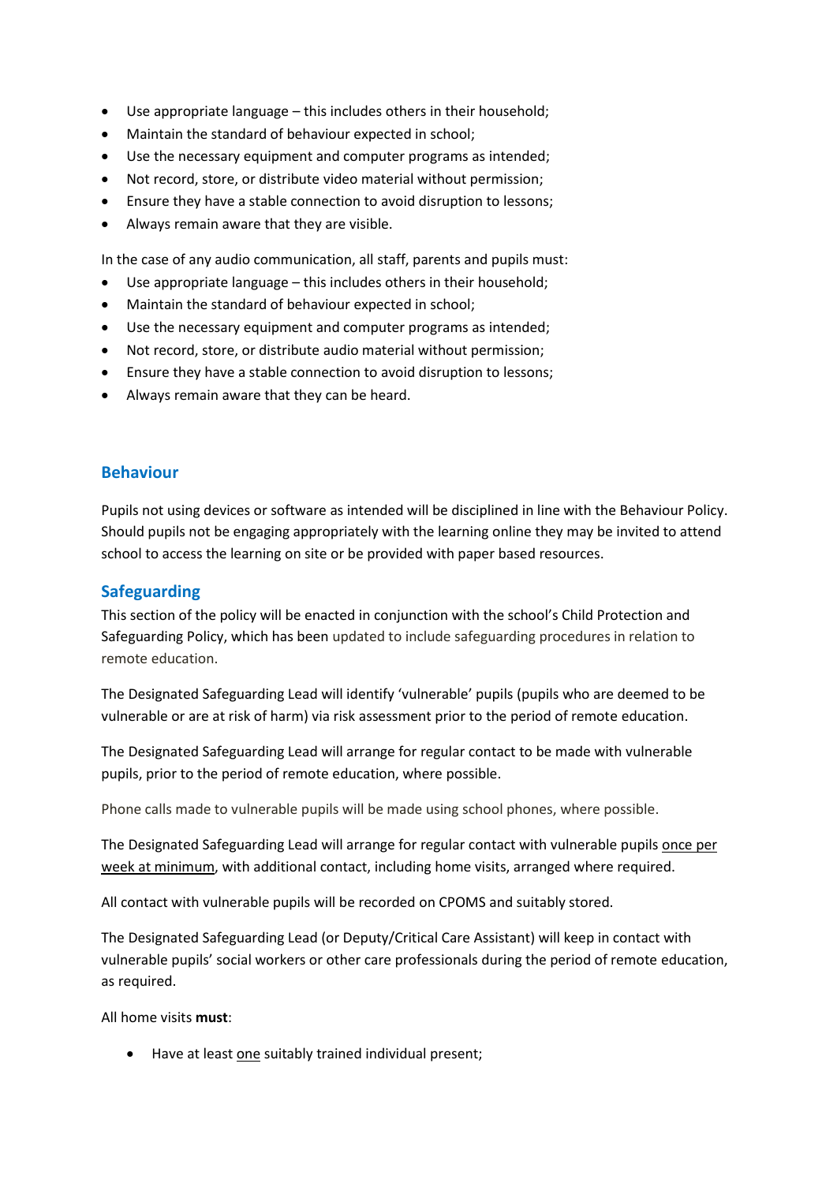- Use appropriate language – this includes others in their household;
- Maintain the standard of behaviour expected in school;
- Use the necessary equipment and computer programs as intended;
- Not record, store, or distribute video material without permission;
- Ensure they have a stable connection to avoid disruption to lessons;
- Always remain aware that they are visible.

In the case of any audio communication, all staff, parents and pupils must:

- Use appropriate language – this includes others in their household;
- Maintain the standard of behaviour expected in school;
- Use the necessary equipment and computer programs as intended;
- Not record, store, or distribute audio material without permission;
- Ensure they have a stable connection to avoid disruption to lessons;
- Always remain aware that they can be heard.

## Behaviour

Pupils not using devices or software as intended will be disciplined in line with the Behaviour Policy. Should pupils not be engaging appropriately with the learning online they may be invited to attend school to access the learning on site or be provided with paper based resources.

## Safeguarding

This section of the policy will be enacted in conjunction with the school's Child Protection and Safeguarding Policy, which has been updated to include safeguarding procedures in relation to remote education.

The Designated Safeguarding Lead will identify 'vulnerable' pupils (pupils who are deemed to be vulnerable or are at risk of harm) via risk assessment prior to the period of remote education.

The Designated Safeguarding Lead will arrange for regular contact to be made with vulnerable pupils, prior to the period of remote education, where possible.

Phone calls made to vulnerable pupils will be made using school phones, where possible.

The Designated Safeguarding Lead will arrange for regular contact with vulnerable pupils <u>once per week at minimum</u>, with additional contact, including home visits, arranged where required.

All contact with vulnerable pupils will be recorded on CPOMS and suitably stored.

The Designated Safeguarding Lead (or Deputy/Critical Care Assistant) will keep in contact with vulnerable pupils' social workers or other care professionals during the period of remote education, as required.

All home visits **must**:

- Have at least <u>one</u> suitably trained individual present;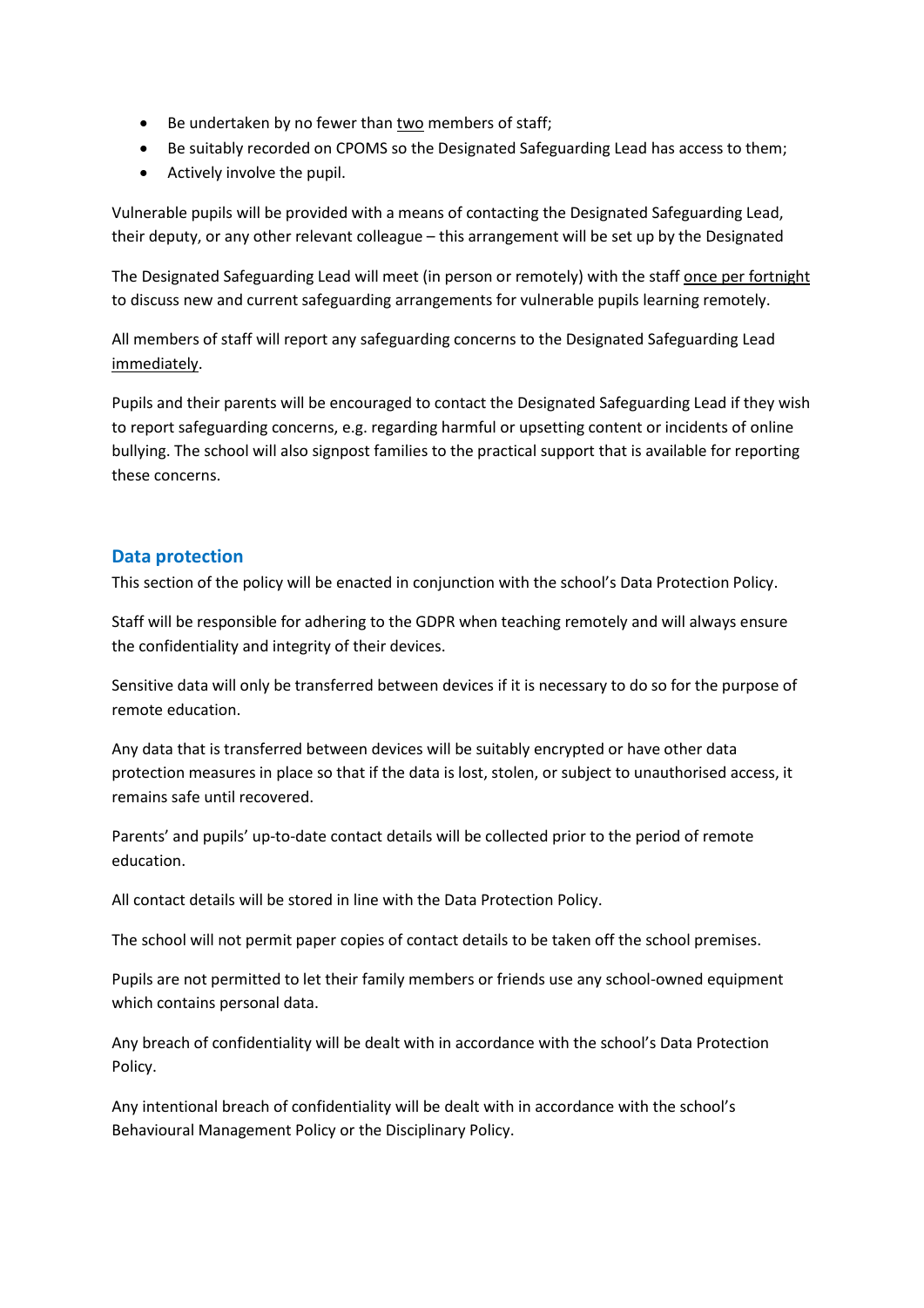- Be undertaken by no fewer than <u>two</u> members of staff;
- Be suitably recorded on CPOMS so the Designated Safeguarding Lead has access to them;
- Actively involve the pupil.

Vulnerable pupils will be provided with a means of contacting the Designated Safeguarding Lead, their deputy, or any other relevant colleague – this arrangement will be set up by the Designated

The Designated Safeguarding Lead will meet (in person or remotely) with the staff <u>once per fortnight</u> to discuss new and current safeguarding arrangements for vulnerable pupils learning remotely.

All members of staff will report any safeguarding concerns to the Designated Safeguarding Lead <u>immediately</u>.

Pupils and their parents will be encouraged to contact the Designated Safeguarding Lead if they wish to report safeguarding concerns, e.g. regarding harmful or upsetting content or incidents of online bullying. The school will also signpost families to the practical support that is available for reporting these concerns.

## Data protection

This section of the policy will be enacted in conjunction with the school's Data Protection Policy.

Staff will be responsible for adhering to the GDPR when teaching remotely and will always ensure the confidentiality and integrity of their devices.

Sensitive data will only be transferred between devices if it is necessary to do so for the purpose of remote education.

Any data that is transferred between devices will be suitably encrypted or have other data protection measures in place so that if the data is lost, stolen, or subject to unauthorised access, it remains safe until recovered.

Parents' and pupils' up-to-date contact details will be collected prior to the period of remote education.

All contact details will be stored in line with the Data Protection Policy.

The school will not permit paper copies of contact details to be taken off the school premises.

Pupils are not permitted to let their family members or friends use any school-owned equipment which contains personal data.

Any breach of confidentiality will be dealt with in accordance with the school's Data Protection Policy.

Any intentional breach of confidentiality will be dealt with in accordance with the school's Behavioural Management Policy or the Disciplinary Policy.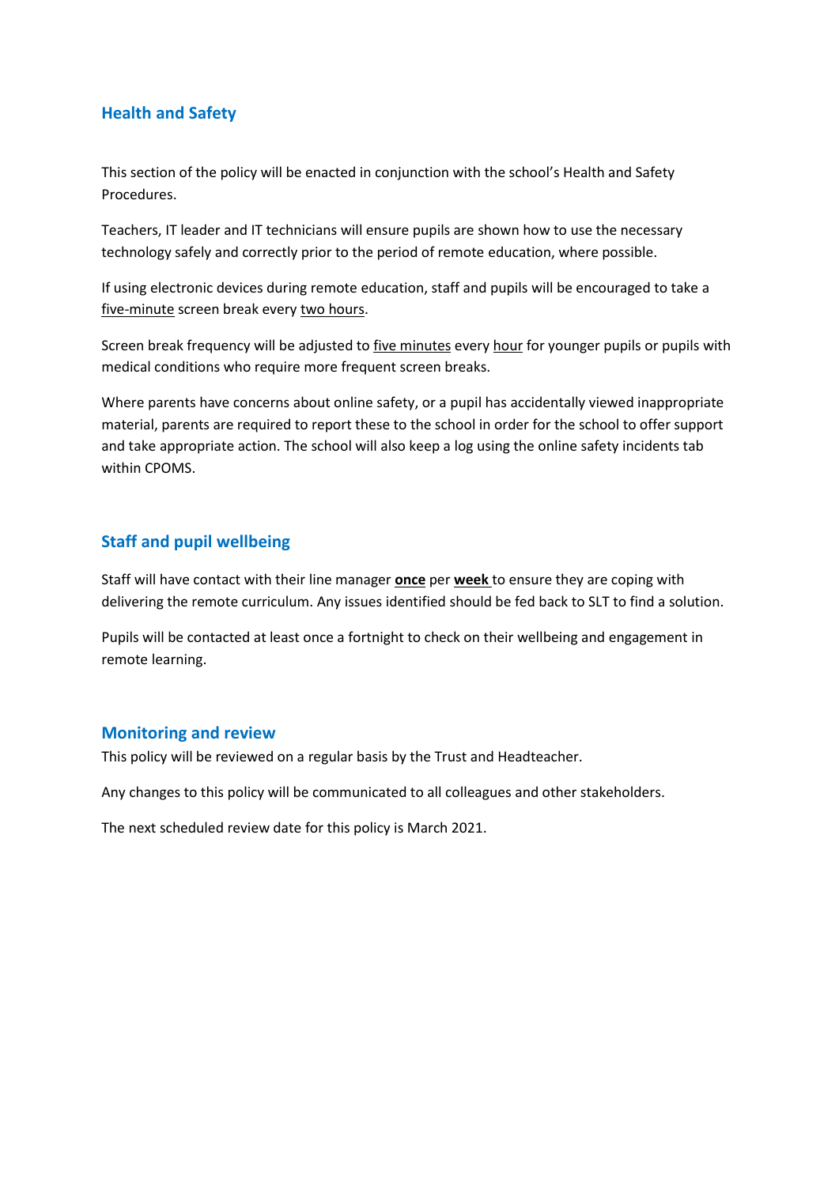## Health and Safety

This section of the policy will be enacted in conjunction with the school's Health and Safety Procedures.

Teachers, IT leader and IT technicians will ensure pupils are shown how to use the necessary technology safely and correctly prior to the period of remote education, where possible.

If using electronic devices during remote education, staff and pupils will be encouraged to take a five-minute screen break every two hours.

Screen break frequency will be adjusted to five minutes every hour for younger pupils or pupils with medical conditions who require more frequent screen breaks.

Where parents have concerns about online safety, or a pupil has accidentally viewed inappropriate material, parents are required to report these to the school in order for the school to offer support and take appropriate action. The school will also keep a log using the online safety incidents tab within CPOMS.

## Staff and pupil wellbeing

Staff will have contact with their line manager **once** per **week** to ensure they are coping with delivering the remote curriculum. Any issues identified should be fed back to SLT to find a solution.

Pupils will be contacted at least once a fortnight to check on their wellbeing and engagement in remote learning.

## Monitoring and review

This policy will be reviewed on a regular basis by the Trust and Headteacher.

Any changes to this policy will be communicated to all colleagues and other stakeholders.

The next scheduled review date for this policy is March 2021.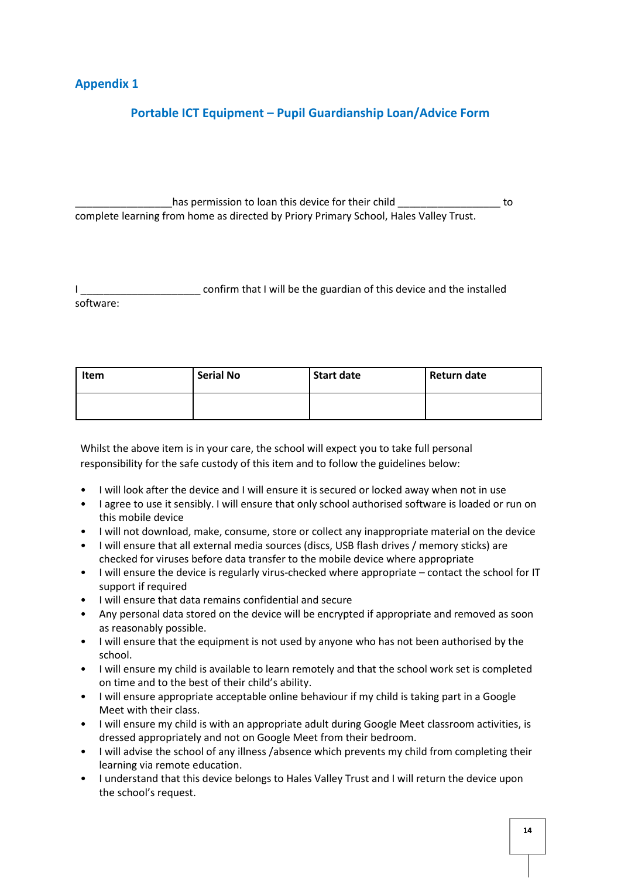## Appendix 1

### Portable ICT Equipment – Pupil Guardianship Loan/Advice Form

_________________has permission to loan this device for their child __________________ to complete learning from home as directed by Priory Primary School, Hales Valley Trust.

I _____________________ confirm that I will be the guardian of this device and the installed software:

| Item | Serial No | Start date | Return date |
|---|---|---|---|
| | | | |

Whilst the above item is in your care, the school will expect you to take full personal responsibility for the safe custody of this item and to follow the guidelines below:

- I will look after the device and I will ensure it is secured or locked away when not in use
- I agree to use it sensibly. I will ensure that only school authorised software is loaded or run on this mobile device
- I will not download, make, consume, store or collect any inappropriate material on the device
- I will ensure that all external media sources (discs, USB flash drives / memory sticks) are checked for viruses before data transfer to the mobile device where appropriate
- I will ensure the device is regularly virus-checked where appropriate – contact the school for IT support if required
- I will ensure that data remains confidential and secure
- Any personal data stored on the device will be encrypted if appropriate and removed as soon as reasonably possible.
- I will ensure that the equipment is not used by anyone who has not been authorised by the school.
- I will ensure my child is available to learn remotely and that the school work set is completed on time and to the best of their child's ability.
- I will ensure appropriate acceptable online behaviour if my child is taking part in a Google Meet with their class.
- I will ensure my child is with an appropriate adult during Google Meet classroom activities, is dressed appropriately and not on Google Meet from their bedroom.
- I will advise the school of any illness /absence which prevents my child from completing their learning via remote education.
- I understand that this device belongs to Hales Valley Trust and I will return the device upon the school's request.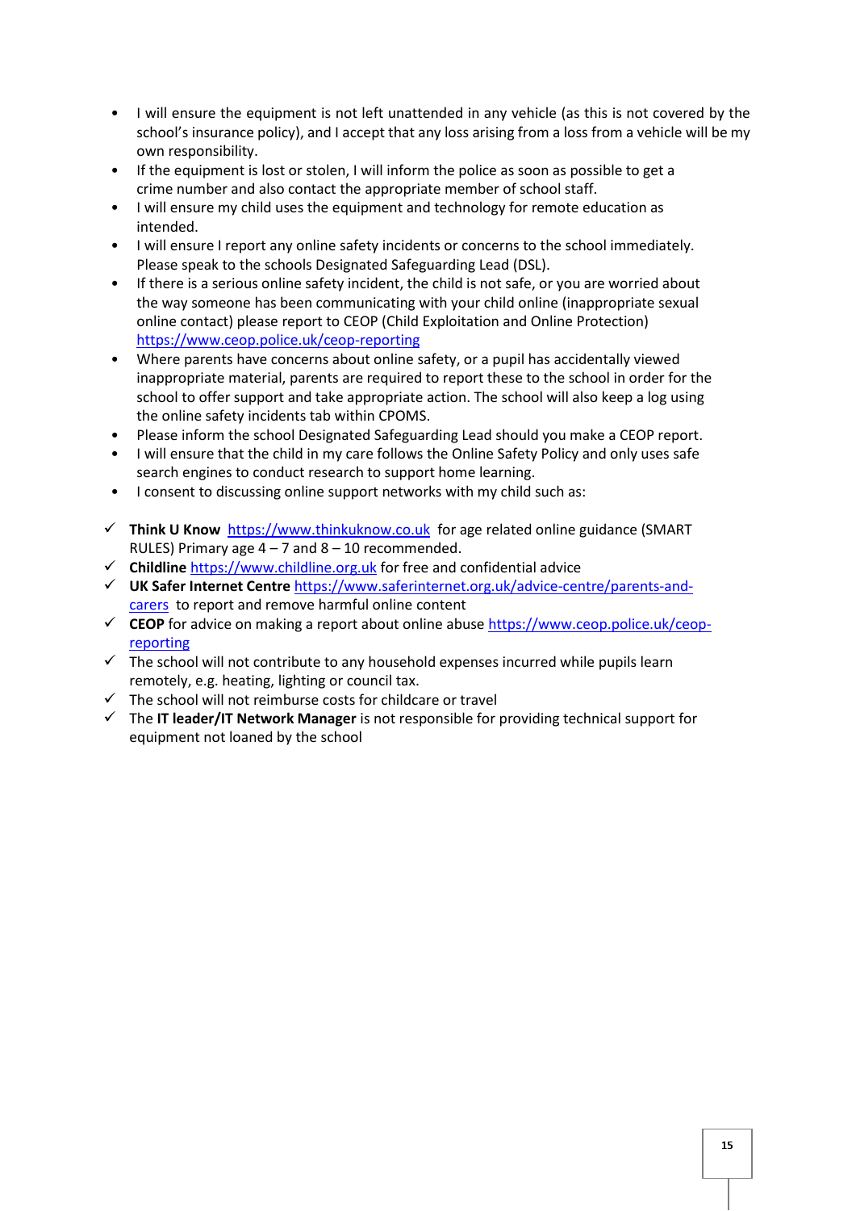- I will ensure the equipment is not left unattended in any vehicle (as this is not covered by the school's insurance policy), and I accept that any loss arising from a loss from a vehicle will be my own responsibility.
- If the equipment is lost or stolen, I will inform the police as soon as possible to get a crime number and also contact the appropriate member of school staff.
- I will ensure my child uses the equipment and technology for remote education as intended.
- I will ensure I report any online safety incidents or concerns to the school immediately. Please speak to the schools Designated Safeguarding Lead (DSL).
- If there is a serious online safety incident, the child is not safe, or you are worried about the way someone has been communicating with your child online (inappropriate sexual online contact) please report to CEOP (Child Exploitation and Online Protection) https://www.ceop.police.uk/ceop-reporting
- Where parents have concerns about online safety, or a pupil has accidentally viewed inappropriate material, parents are required to report these to the school in order for the school to offer support and take appropriate action. The school will also keep a log using the online safety incidents tab within CPOMS.
- Please inform the school Designated Safeguarding Lead should you make a CEOP report.
- I will ensure that the child in my care follows the Online Safety Policy and only uses safe search engines to conduct research to support home learning.
- I consent to discussing online support networks with my child such as:

- ✓ **Think U Know** https://www.thinkuknow.co.uk for age related online guidance (SMART RULES) Primary age 4 – 7 and 8 – 10 recommended.
- ✓ **Childline** https://www.childline.org.uk for free and confidential advice
- ✓ **UK Safer Internet Centre** https://www.saferinternet.org.uk/advice-centre/parents-and-carers to report and remove harmful online content
- ✓ **CEOP** for advice on making a report about online abuse https://www.ceop.police.uk/ceop-reporting
- ✓ The school will not contribute to any household expenses incurred while pupils learn remotely, e.g. heating, lighting or council tax.
- ✓ The school will not reimburse costs for childcare or travel
- ✓ The **IT leader/IT Network Manager** is not responsible for providing technical support for equipment not loaned by the school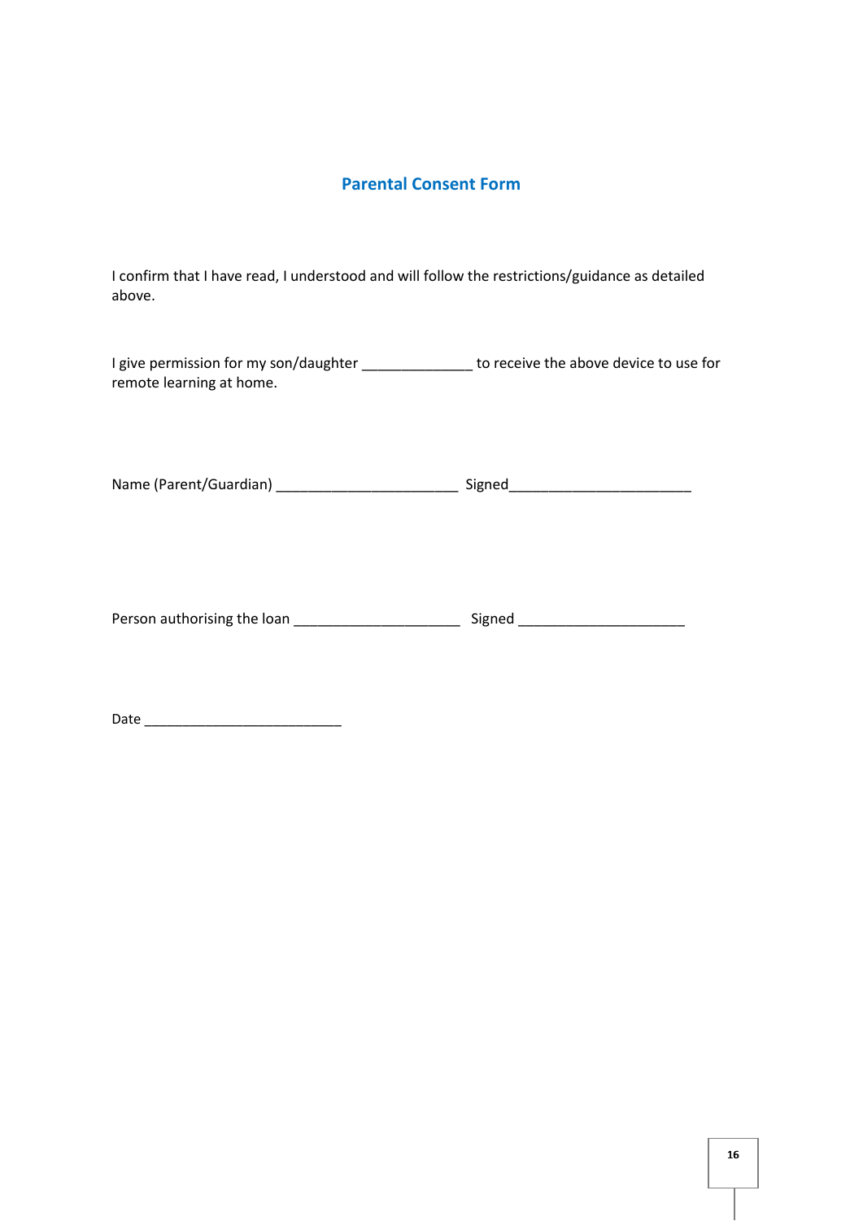## Parental Consent Form

I confirm that I have read, I understood and will follow the restrictions/guidance as detailed above.

I give permission for my son/daughter ______________ to receive the above device to use for remote learning at home.

Name (Parent/Guardian) _______________________ Signed_______________________

Person authorising the loan _____________________ Signed _____________________

Date _________________________